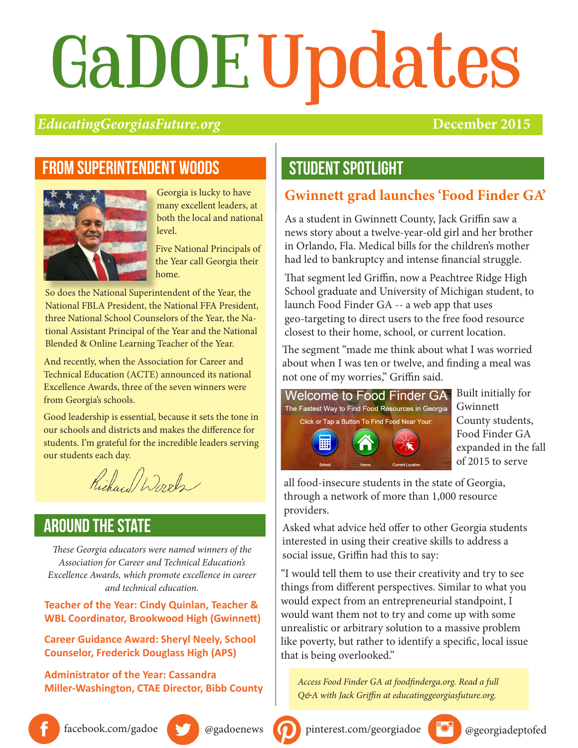# GaDOE Updates

*EducatingGeorgiasFuture.org* **December 2015**

## FROM SUPERINTENDENT WOODS

Georgia is lucky to have many excellent leaders, at both the local and national level.

Five National Principals of the Year call Georgia their home.

So does the National Superintendent of the Year, the National FBLA President, the National FFA President, three National School Counselors of the Year, the National Assistant Principal of the Year and the National Blended & Online Learning Teacher of the Year.

And recently, when the Association for Career and Technical Education (ACTE) announced its national Excellence Awards, three of the seven winners were from Georgia's schools.

Good leadership is essential, because it sets the tone in our schools and districts and makes the difference for students. I'm grateful for the incredible leaders serving our students each day.

Richard Woods

## AROUND THE STATE

*These Georgia educators were named winners of the Association for Career and Technical Education's Excellence Awards, which promote excellence in career and technical education.*

**Teacher of the Year: Cindy Quinlan, Teacher & WBL Coordinator, Brookwood High (Gwinnett)**

**Career Guidance Award: Sheryl Neely, School Counselor, Frederick Douglass High (APS)**

**Administrator of the Year: Cassandra Miller-Washington, CTAE Director, Bibb County**

## STUDENT SPOTLIGHT

### Gwinnett grad launches 'Food Finder GA'

As a student in Gwinnett County, Jack Griffin saw a news story about a twelve-year-old girl and her brother in Orlando, Fla. Medical bills for the children's mother had led to bankruptcy and intense financial struggle.

That segment led Griffin, now a Peachtree Ridge High School graduate and University of Michigan student, to launch Food Finder GA -- a web app that uses geo-targeting to direct users to the free food resource closest to their home, school, or current location.

The segment "made me think about what I was worried about when I was ten or twelve, and finding a meal was not one of my worries," Griffin said.

Built initially for Gwinnett County students, Food Finder GA expanded in the fall of 2015 to serve all food-insecure students in the state of Georgia, through a network of more than 1,000 resource providers.

Asked what advice he'd offer to other Georgia students interested in using their creative skills to address a social issue, Griffin had this to say:

"I would tell them to use their creativity and try to see things from different perspectives. Similar to what you would expect from an entrepreneurial standpoint, I would want them not to try and come up with some unrealistic or arbitrary solution to a massive problem like poverty, but rather to identify a specific, local issue that is being overlooked."

*Access Food Finder GA at foodfinderga.org. Read a full Q&A with Jack Griffin at educatinggeorgiasfuture.org.*

facebook.com/gadoe | @gadoenews | pinterest.com/georgiadoe | @georgiadeptofed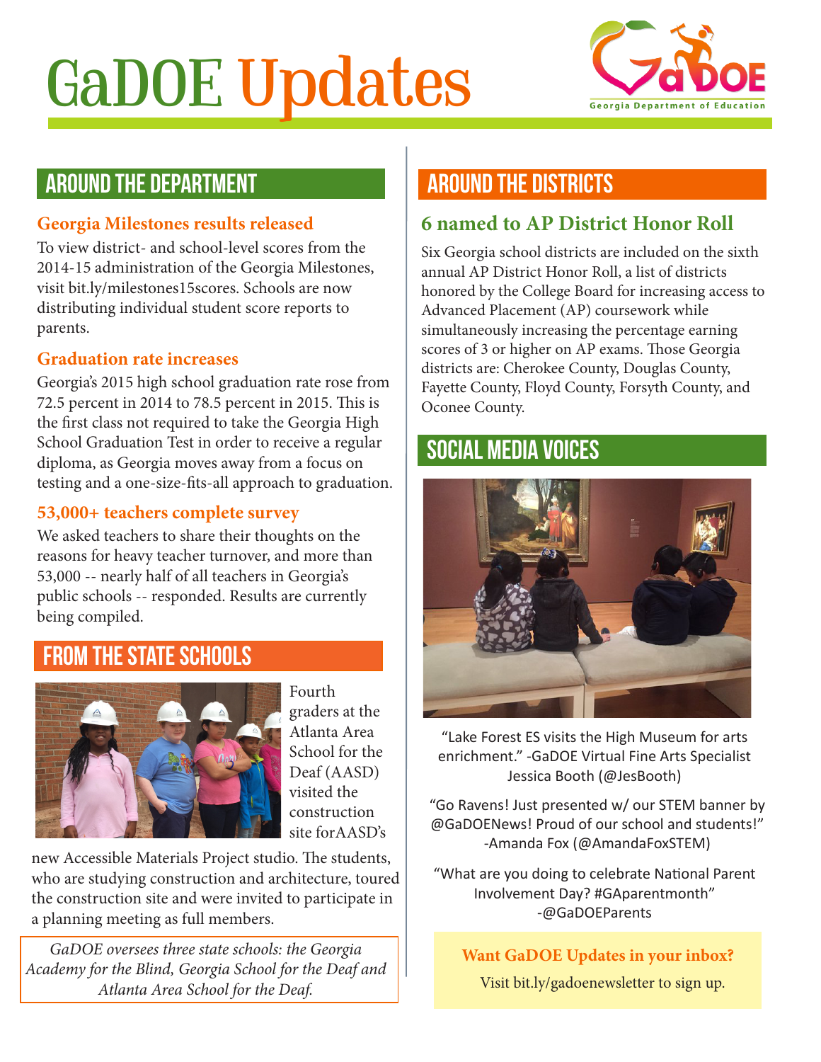# GaDOE Updates

## AROUND THE DEPARTMENT

### Georgia Milestones results released

To view district- and school-level scores from the 2014-15 administration of the Georgia Milestones, visit bit.ly/milestones15scores. Schools are now distributing individual student score reports to parents.

### Graduation rate increases

Georgia's 2015 high school graduation rate rose from 72.5 percent in 2014 to 78.5 percent in 2015. This is the first class not required to take the Georgia High School Graduation Test in order to receive a regular diploma, as Georgia moves away from a focus on testing and a one-size-fits-all approach to graduation.

### 53,000+ teachers complete survey

We asked teachers to share their thoughts on the reasons for heavy teacher turnover, and more than 53,000 -- nearly half of all teachers in Georgia's public schools -- responded. Results are currently being compiled.

## FROM THE STATE SCHOOLS

Fourth graders at the Atlanta Area School for the Deaf (AASD) visited the construction site forAASD's new Accessible Materials Project studio. The students, who are studying construction and architecture, toured the construction site and were invited to participate in a planning meeting as full members.

*GaDOE oversees three state schools: the Georgia Academy for the Blind, Georgia School for the Deaf and Atlanta Area School for the Deaf.*

## AROUND THE DISTRICTS

### 6 named to AP District Honor Roll

Six Georgia school districts are included on the sixth annual AP District Honor Roll, a list of districts honored by the College Board for increasing access to Advanced Placement (AP) coursework while simultaneously increasing the percentage earning scores of 3 or higher on AP exams. Those Georgia districts are: Cherokee County, Douglas County, Fayette County, Floyd County, Forsyth County, and Oconee County.

## SOCIAL MEDIA VOICES

"Lake Forest ES visits the High Museum for arts enrichment." -GaDOE Virtual Fine Arts Specialist Jessica Booth (@JesBooth)

"Go Ravens! Just presented w/ our STEM banner by @GaDOENews! Proud of our school and students!" -Amanda Fox (@AmandaFoxSTEM)

"What are you doing to celebrate National Parent Involvement Day? #GAparentmonth" -@GaDOEParents

**Want GaDOE Updates in your inbox?**

Visit bit.ly/gadoenewsletter to sign up.